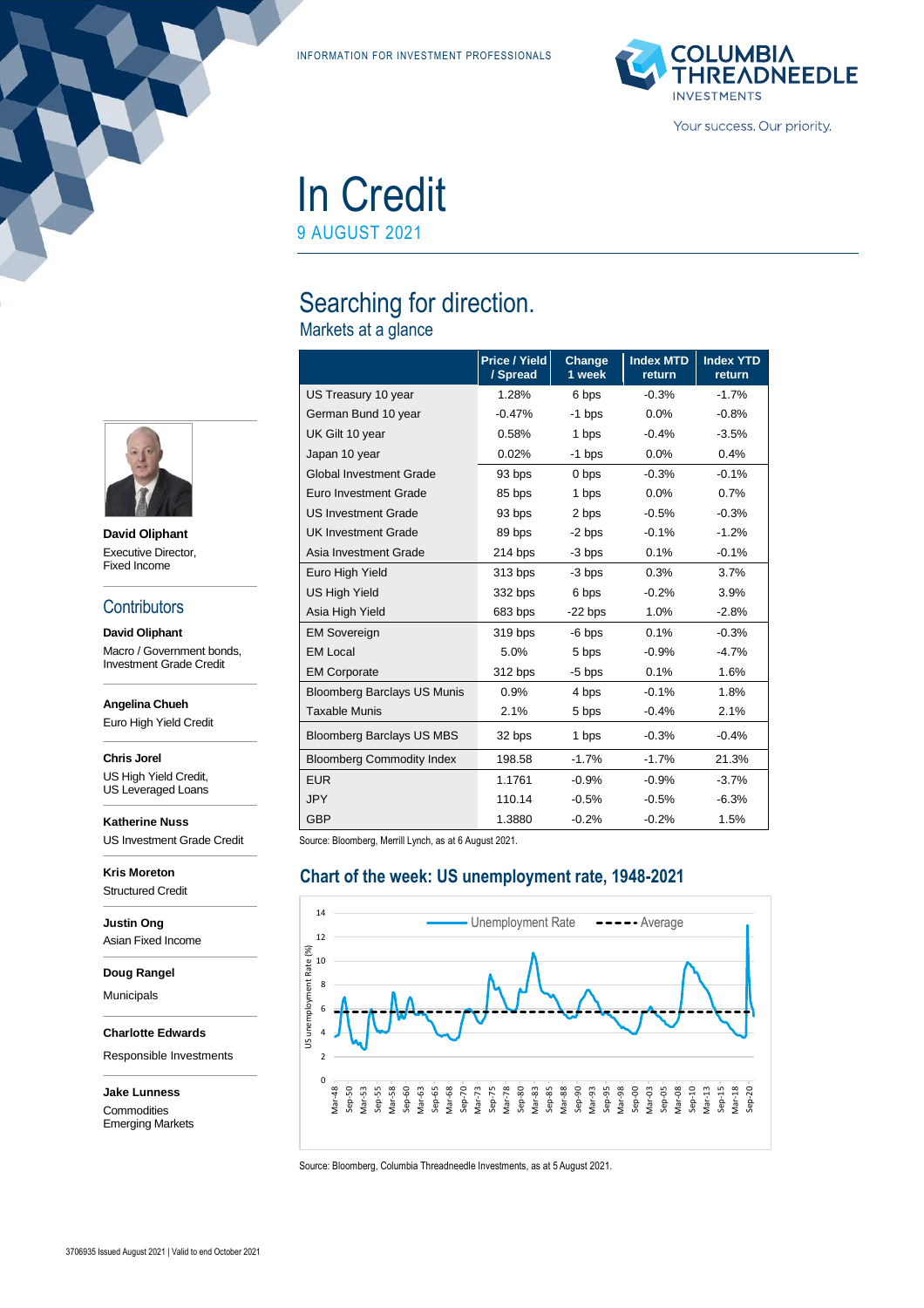INFORMATION FOR INVESTMENT PROFESSIONALS

# In Credit

9 AUGUST 2021

## Searching for direction.

### Markets at a glance

| | Price / Yield / Spread | Change 1 week | Index MTD return | Index YTD return |
|---|---|---|---|---|
| US Treasury 10 year | 1.28% | 6 bps | -0.3% | -1.7% |
| German Bund 10 year | -0.47% | -1 bps | 0.0% | -0.8% |
| UK Gilt 10 year | 0.58% | 1 bps | -0.4% | -3.5% |
| Japan 10 year | 0.02% | -1 bps | 0.0% | 0.4% |
| Global Investment Grade | 93 bps | 0 bps | -0.3% | -0.1% |
| Euro Investment Grade | 85 bps | 1 bps | 0.0% | 0.7% |
| US Investment Grade | 93 bps | 2 bps | -0.5% | -0.3% |
| UK Investment Grade | 89 bps | -2 bps | -0.1% | -1.2% |
| Asia Investment Grade | 214 bps | -3 bps | 0.1% | -0.1% |
| Euro High Yield | 313 bps | -3 bps | 0.3% | 3.7% |
| US High Yield | 332 bps | 6 bps | -0.2% | 3.9% |
| Asia High Yield | 683 bps | -22 bps | 1.0% | -2.8% |
| EM Sovereign | 319 bps | -6 bps | 0.1% | -0.3% |
| EM Local | 5.0% | 5 bps | -0.9% | -4.7% |
| EM Corporate | 312 bps | -5 bps | 0.1% | 1.6% |
| Bloomberg Barclays US Munis | 0.9% | 4 bps | -0.1% | 1.8% |
| Taxable Munis | 2.1% | 5 bps | -0.4% | 2.1% |
| Bloomberg Barclays US MBS | 32 bps | 1 bps | -0.3% | -0.4% |
| Bloomberg Commodity Index | 198.58 | -1.7% | -1.7% | 21.3% |
| EUR | 1.1761 | -0.9% | -0.9% | -3.7% |
| JPY | 110.14 | -0.5% | -0.5% | -6.3% |
| GBP | 1.3880 | -0.2% | -0.2% | 1.5% |

Source: Bloomberg, Merrill Lynch, as at 6 August 2021.

### Chart of the week: US unemployment rate, 1948-2021

Source: Bloomberg, Columbia Threadneedle Investments, as at 5 August 2021.

**David Oliphant**
Executive Director,
Fixed Income

## Contributors

**David Oliphant**
Macro / Government bonds,
Investment Grade Credit

**Angelina Chueh**
Euro High Yield Credit

**Chris Jorel**
US High Yield Credit,
US Leveraged Loans

**Katherine Nuss**
US Investment Grade Credit

**Kris Moreton**
Structured Credit

**Justin Ong**
Asian Fixed Income

**Doug Rangel**
Municipals

**Charlotte Edwards**
Responsible Investments

**Jake Lunness**
Commodities
Emerging Markets

3706935 Issued August 2021 | Valid to end October 2021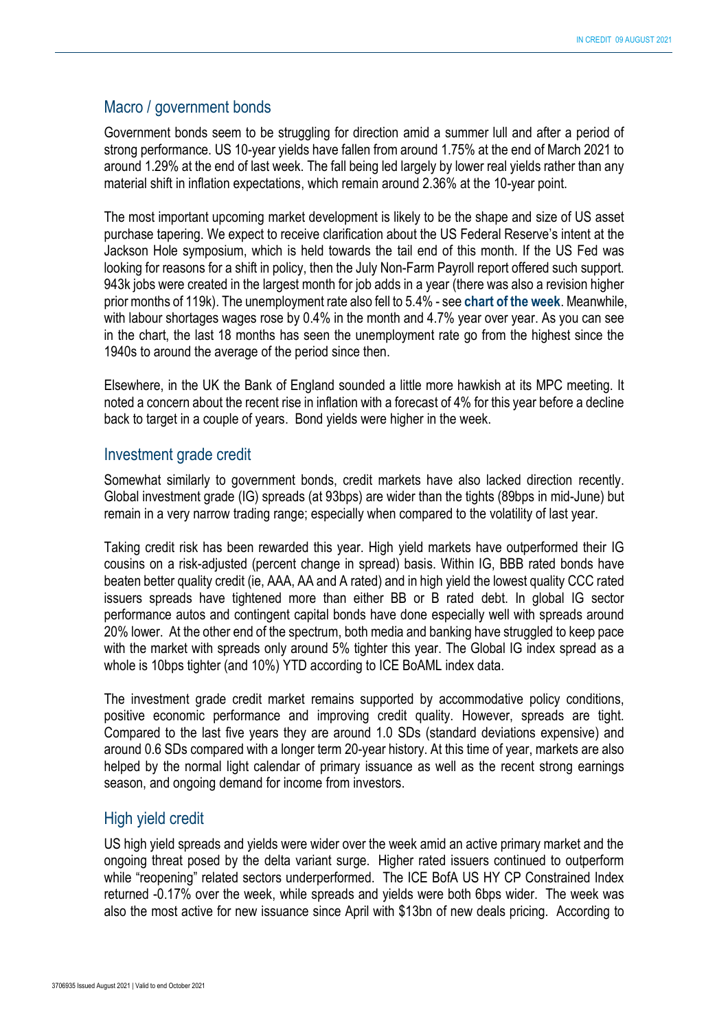## Macro / government bonds

Government bonds seem to be struggling for direction amid a summer lull and after a period of strong performance. US 10-year yields have fallen from around 1.75% at the end of March 2021 to around 1.29% at the end of last week. The fall being led largely by lower real yields rather than any material shift in inflation expectations, which remain around 2.36% at the 10-year point.

The most important upcoming market development is likely to be the shape and size of US asset purchase tapering. We expect to receive clarification about the US Federal Reserve's intent at the Jackson Hole symposium, which is held towards the tail end of this month. If the US Fed was looking for reasons for a shift in policy, then the July Non-Farm Payroll report offered such support. 943k jobs were created in the largest month for job adds in a year (there was also a revision higher prior months of 119k). The unemployment rate also fell to 5.4% - see **chart of the week**. Meanwhile, with labour shortages wages rose by 0.4% in the month and 4.7% year over year. As you can see in the chart, the last 18 months has seen the unemployment rate go from the highest since the 1940s to around the average of the period since then.

Elsewhere, in the UK the Bank of England sounded a little more hawkish at its MPC meeting. It noted a concern about the recent rise in inflation with a forecast of 4% for this year before a decline back to target in a couple of years. Bond yields were higher in the week.

## Investment grade credit

Somewhat similarly to government bonds, credit markets have also lacked direction recently. Global investment grade (IG) spreads (at 93bps) are wider than the tights (89bps in mid-June) but remain in a very narrow trading range; especially when compared to the volatility of last year.

Taking credit risk has been rewarded this year. High yield markets have outperformed their IG cousins on a risk-adjusted (percent change in spread) basis. Within IG, BBB rated bonds have beaten better quality credit (ie, AAA, AA and A rated) and in high yield the lowest quality CCC rated issuers spreads have tightened more than either BB or B rated debt. In global IG sector performance autos and contingent capital bonds have done especially well with spreads around 20% lower. At the other end of the spectrum, both media and banking have struggled to keep pace with the market with spreads only around 5% tighter this year. The Global IG index spread as a whole is 10bps tighter (and 10%) YTD according to ICE BoAML index data.

The investment grade credit market remains supported by accommodative policy conditions, positive economic performance and improving credit quality. However, spreads are tight. Compared to the last five years they are around 1.0 SDs (standard deviations expensive) and around 0.6 SDs compared with a longer term 20-year history. At this time of year, markets are also helped by the normal light calendar of primary issuance as well as the recent strong earnings season, and ongoing demand for income from investors.

## High yield credit

US high yield spreads and yields were wider over the week amid an active primary market and the ongoing threat posed by the delta variant surge. Higher rated issuers continued to outperform while "reopening" related sectors underperformed. The ICE BofA US HY CP Constrained Index returned -0.17% over the week, while spreads and yields were both 6bps wider. The week was also the most active for new issuance since April with $13bn of new deals pricing. According to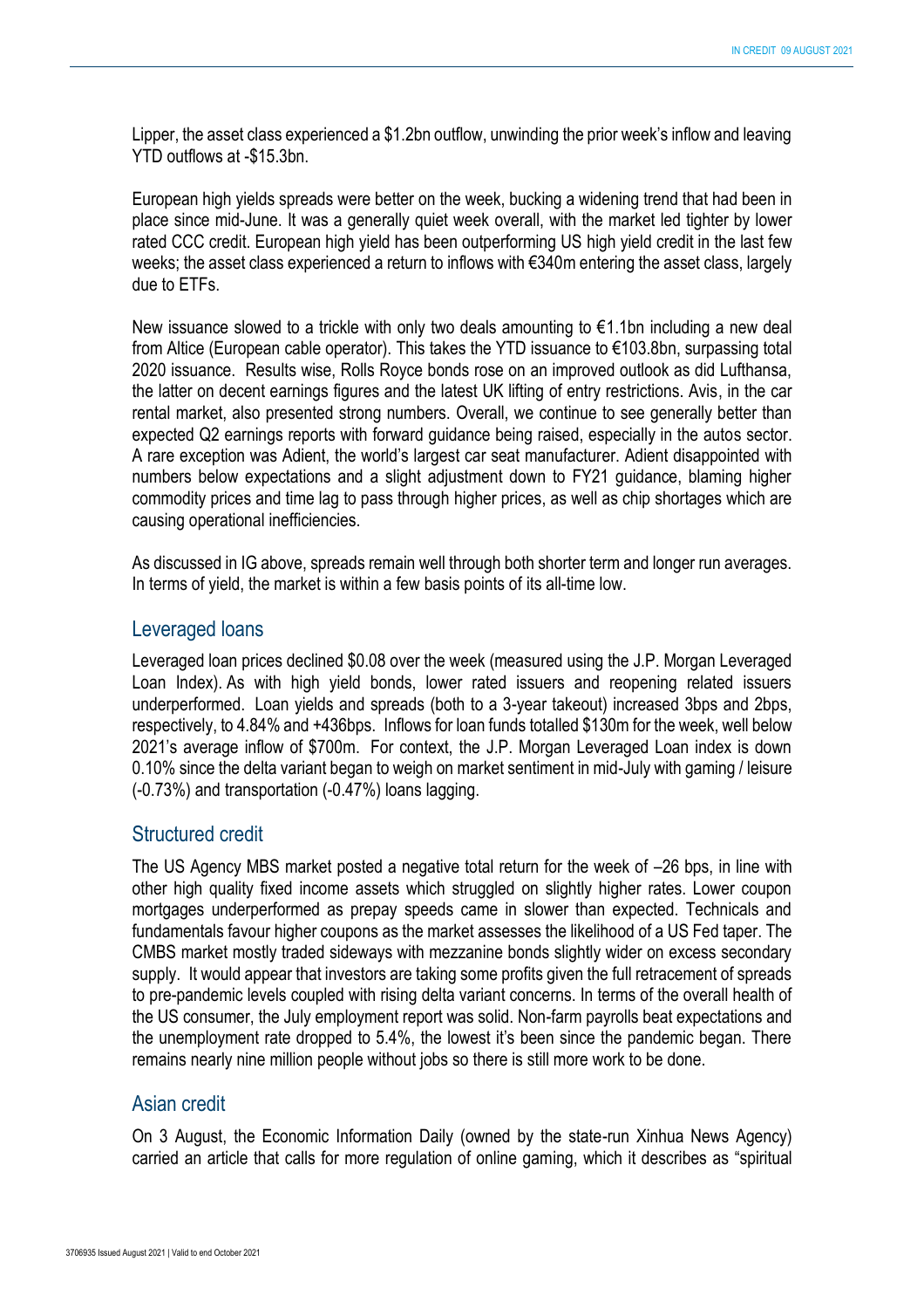Lipper, the asset class experienced a $1.2bn outflow, unwinding the prior week's inflow and leaving YTD outflows at -$15.3bn.

European high yields spreads were better on the week, bucking a widening trend that had been in place since mid-June. It was a generally quiet week overall, with the market led tighter by lower rated CCC credit. European high yield has been outperforming US high yield credit in the last few weeks; the asset class experienced a return to inflows with €340m entering the asset class, largely due to ETFs.

New issuance slowed to a trickle with only two deals amounting to €1.1bn including a new deal from Altice (European cable operator). This takes the YTD issuance to €103.8bn, surpassing total 2020 issuance. Results wise, Rolls Royce bonds rose on an improved outlook as did Lufthansa, the latter on decent earnings figures and the latest UK lifting of entry restrictions. Avis, in the car rental market, also presented strong numbers. Overall, we continue to see generally better than expected Q2 earnings reports with forward guidance being raised, especially in the autos sector. A rare exception was Adient, the world's largest car seat manufacturer. Adient disappointed with numbers below expectations and a slight adjustment down to FY21 guidance, blaming higher commodity prices and time lag to pass through higher prices, as well as chip shortages which are causing operational inefficiencies.

As discussed in IG above, spreads remain well through both shorter term and longer run averages. In terms of yield, the market is within a few basis points of its all-time low.

## Leveraged loans

Leveraged loan prices declined $0.08 over the week (measured using the J.P. Morgan Leveraged Loan Index). As with high yield bonds, lower rated issuers and reopening related issuers underperformed. Loan yields and spreads (both to a 3-year takeout) increased 3bps and 2bps, respectively, to 4.84% and +436bps. Inflows for loan funds totalled $130m for the week, well below 2021's average inflow of $700m. For context, the J.P. Morgan Leveraged Loan index is down 0.10% since the delta variant began to weigh on market sentiment in mid-July with gaming / leisure (-0.73%) and transportation (-0.47%) loans lagging.

## Structured credit

The US Agency MBS market posted a negative total return for the week of –26 bps, in line with other high quality fixed income assets which struggled on slightly higher rates. Lower coupon mortgages underperformed as prepay speeds came in slower than expected. Technicals and fundamentals favour higher coupons as the market assesses the likelihood of a US Fed taper. The CMBS market mostly traded sideways with mezzanine bonds slightly wider on excess secondary supply. It would appear that investors are taking some profits given the full retracement of spreads to pre-pandemic levels coupled with rising delta variant concerns. In terms of the overall health of the US consumer, the July employment report was solid. Non-farm payrolls beat expectations and the unemployment rate dropped to 5.4%, the lowest it's been since the pandemic began. There remains nearly nine million people without jobs so there is still more work to be done.

## Asian credit

On 3 August, the Economic Information Daily (owned by the state-run Xinhua News Agency) carried an article that calls for more regulation of online gaming, which it describes as "spiritual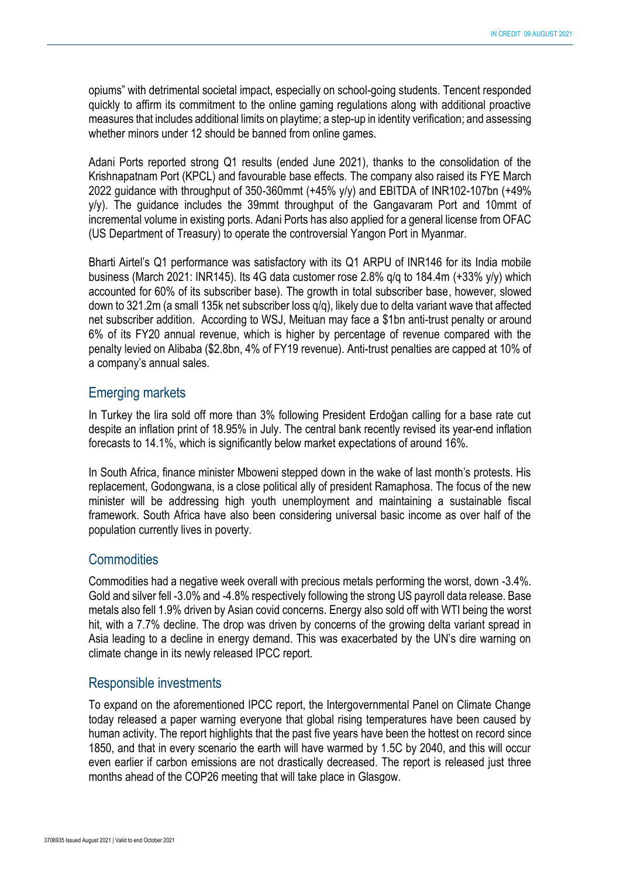opiums" with detrimental societal impact, especially on school-going students. Tencent responded quickly to affirm its commitment to the online gaming regulations along with additional proactive measures that includes additional limits on playtime; a step-up in identity verification; and assessing whether minors under 12 should be banned from online games.

Adani Ports reported strong Q1 results (ended June 2021), thanks to the consolidation of the Krishnapatnam Port (KPCL) and favourable base effects. The company also raised its FYE March 2022 guidance with throughput of 350-360mmt (+45% y/y) and EBITDA of INR102-107bn (+49% y/y). The guidance includes the 39mmt throughput of the Gangavaram Port and 10mmt of incremental volume in existing ports. Adani Ports has also applied for a general license from OFAC (US Department of Treasury) to operate the controversial Yangon Port in Myanmar.

Bharti Airtel's Q1 performance was satisfactory with its Q1 ARPU of INR146 for its India mobile business (March 2021: INR145). Its 4G data customer rose 2.8% q/q to 184.4m (+33% y/y) which accounted for 60% of its subscriber base). The growth in total subscriber base, however, slowed down to 321.2m (a small 135k net subscriber loss q/q), likely due to delta variant wave that affected net subscriber addition. According to WSJ, Meituan may face a $1bn anti-trust penalty or around 6% of its FY20 annual revenue, which is higher by percentage of revenue compared with the penalty levied on Alibaba ($2.8bn, 4% of FY19 revenue). Anti-trust penalties are capped at 10% of a company's annual sales.

## Emerging markets

In Turkey the lira sold off more than 3% following President Erdoğan calling for a base rate cut despite an inflation print of 18.95% in July. The central bank recently revised its year-end inflation forecasts to 14.1%, which is significantly below market expectations of around 16%.

In South Africa, finance minister Mboweni stepped down in the wake of last month's protests. His replacement, Godongwana, is a close political ally of president Ramaphosa. The focus of the new minister will be addressing high youth unemployment and maintaining a sustainable fiscal framework. South Africa have also been considering universal basic income as over half of the population currently lives in poverty.

## Commodities

Commodities had a negative week overall with precious metals performing the worst, down -3.4%. Gold and silver fell -3.0% and -4.8% respectively following the strong US payroll data release. Base metals also fell 1.9% driven by Asian covid concerns. Energy also sold off with WTI being the worst hit, with a 7.7% decline. The drop was driven by concerns of the growing delta variant spread in Asia leading to a decline in energy demand. This was exacerbated by the UN's dire warning on climate change in its newly released IPCC report.

## Responsible investments

To expand on the aforementioned IPCC report, the Intergovernmental Panel on Climate Change today released a paper warning everyone that global rising temperatures have been caused by human activity. The report highlights that the past five years have been the hottest on record since 1850, and that in every scenario the earth will have warmed by 1.5C by 2040, and this will occur even earlier if carbon emissions are not drastically decreased. The report is released just three months ahead of the COP26 meeting that will take place in Glasgow.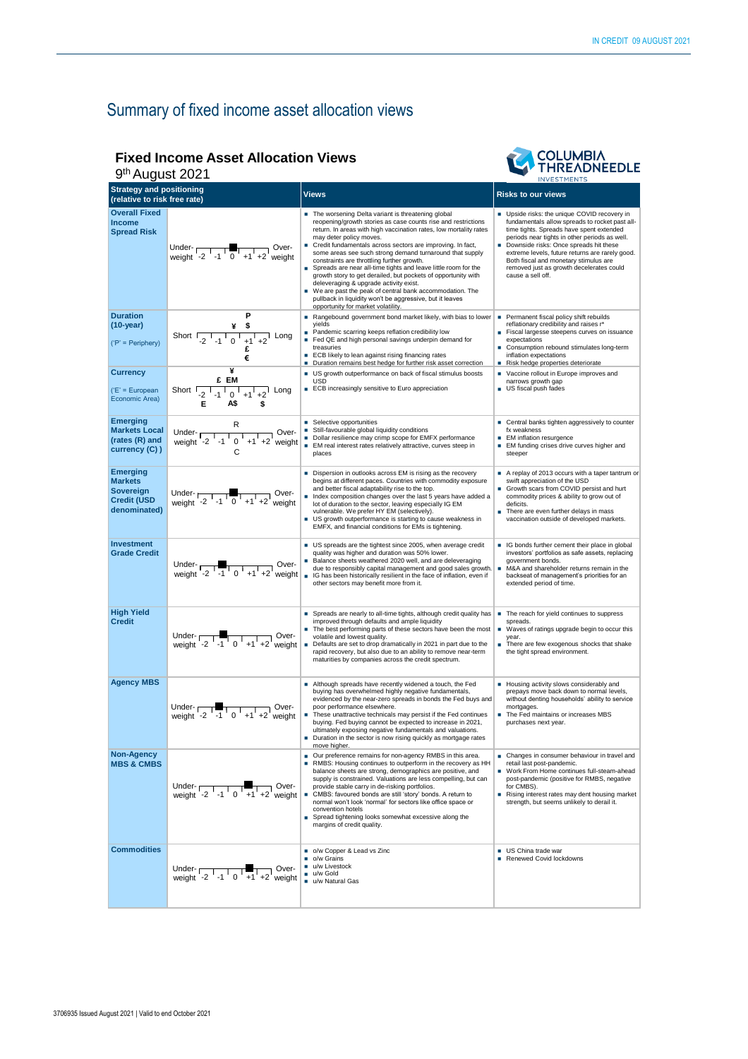# Summary of fixed income asset allocation views

## Fixed Income Asset Allocation Views

9th August 2021

COLUMBIA THREADNEEDLE INVESTMENTS

| Strategy and positioning (relative to risk free rate) | | Views | Risks to our views |
|---|---|---|---|
| **Overall Fixed Income Spread Risk** | Under-weight -2 -1 0 +1 +2 Over-weight (position: between -1 and 0) | ▪ The worsening Delta variant is threatening global reopening/growth stories as case counts rise and restrictions return. In areas with high vaccination rates, low mortality rates may deter policy moves.<br>▪ Credit fundamentals across sectors are improving. In fact, some areas see such strong demand turnaround that supply constraints are throttling further growth.<br>▪ Spreads are near all-time tights and leave little room for the growth story to get derailed, but pockets of opportunity with deleveraging & upgrade activity exist.<br>▪ We are past the peak of central bank accommodation. The pullback in liquidity won't be aggressive, but it leaves opportunity for market volatility. | ▪ Upside risks: the unique COVID recovery in fundamentals allow spreads to rocket past all-time tights. Spreads have spent extended periods near tights in other periods as well.<br>▪ Downside risks: Once spreads hit these extreme levels, future returns are rarely good. Both fiscal and monetary stimulus are removed just as growth decelerates could cause a sell off. |
| **Duration (10-year)** ('P' = Periphery) | Short -2 -1 0 +1 +2 Long (P, ¥, $ at 0; £, € at +1) | ▪ Rangebound government bond market likely, with bias to lower yields<br>▪ Pandemic scarring keeps reflation credibility low<br>▪ Fed QE and high personal savings underpin demand for treasuries<br>▪ ECB likely to lean against rising financing rates<br>▪ Duration remains best hedge for further risk asset correction | ▪ Permanent fiscal policy shift rebuilds reflationary credibility and raises r*<br>▪ Fiscal largesse steepens curves on issuance expectations<br>▪ Consumption rebound stimulates long-term inflation expectations<br>▪ Risk hedge properties deteriorate |
| **Currency** ('E' = European Economic Area) | Short -2 -1 0 +1 +2 Long (¥, £, EM at 0; E at -2; A$ at 0; $ at +1) | ▪ US growth outperformance on back of fiscal stimulus boosts USD<br>▪ ECB increasingly sensitive to Euro appreciation | ▪ Vaccine rollout in Europe improves and narrows growth gap<br>▪ US fiscal push fades |
| **Emerging Markets Local (rates (R) and currency (C) )** | Under-weight -2 -1 0 +1 +2 Over-weight (R and C at 0) | ▪ Selective opportunities<br>▪ Still-favourable global liquidity conditions<br>▪ Dollar resilience may crimp scope for EMFX performance<br>▪ EM real interest rates relatively attractive, curves steep in places | ▪ Central banks tighten aggressively to counter fx weakness<br>▪ EM inflation resurgence<br>▪ EM funding crises drive curves higher and steeper |
| **Emerging Markets Sovereign Credit (USD denominated)** | Under-weight -2 -1 0 +1 +2 Over-weight (position: 0) | ▪ Dispersion in outlooks across EM is rising as the recovery begins at different paces. Countries with commodity exposure and better fiscal adaptability rise to the top.<br>▪ Index composition changes over the last 5 years have added a lot of duration to the sector, leaving especially IG EM vulnerable. We prefer HY EM (selectively).<br>▪ US growth outperformance is starting to cause weakness in EMFX, and financial conditions for EMs is tightening. | ▪ A replay of 2013 occurs with a taper tantrum or swift appreciation of the USD<br>▪ Growth scars from COVID persist and hurt commodity prices & ability to grow out of deficits.<br>▪ There are even further delays in mass vaccination outside of developed markets. |
| **Investment Grade Credit** | Under-weight -2 -1 0 +1 +2 Over-weight (position: -1) | ▪ US spreads are the tightest since 2005, when average credit quality was higher and duration was 50% lower.<br>▪ Balance sheets weathered 2020 well, and are deleveraging due to responsibly capital management and good sales growth.<br>▪ IG has been historically resilient in the face of inflation, even if other sectors may benefit more from it. | ▪ IG bonds further cement their place in global investors' portfolios as safe assets, replacing government bonds.<br>▪ M&A and shareholder returns remain in the backseat of management's priorities for an extended period of time. |
| **High Yield Credit** | Under-weight -2 -1 0 +1 +2 Over-weight (position: -1) | ▪ Spreads are nearly to all-time tights, although credit quality has improved through defaults and ample liquidity<br>▪ The best performing parts of these sectors have been the most volatile and lowest quality.<br>▪ Defaults are set to drop dramatically in 2021 in part due to the rapid recovery, but also due to an ability to remove near-term maturities by companies across the credit spectrum. | ▪ The reach for yield continues to suppress spreads.<br>▪ Waves of ratings upgrade begin to occur this year.<br>▪ There are few exogenous shocks that shake the tight spread environment. |
| **Agency MBS** | Under-weight -2 -1 0 +1 +2 Over-weight (position: -1) | ▪ Although spreads have recently widened a touch, the Fed buying has overwhelmed highly negative fundamentals, evidenced by the near-zero spreads in bonds the Fed buys and poor performance elsewhere.<br>▪ These unattractive technicals may persist if the Fed continues buying. Fed buying cannot be expected to increase in 2021, ultimately exposing negative fundamentals and valuations.<br>▪ Duration in the sector is now rising quickly as mortgage rates move higher. | ▪ Housing activity slows considerably and prepays move back down to normal levels, without denting households' ability to service mortgages.<br>▪ The Fed maintains or increases MBS purchases next year. |
| **Non-Agency MBS & CMBS** | Under-weight -2 -1 0 +1 +2 Over-weight (position: +1) | ▪ Our preference remains for non-agency RMBS in this area.<br>▪ RMBS: Housing continues to outperform in the recovery as HH balance sheets are strong, demographics are positive, and supply is constrained. Valuations are less compelling, but can provide stable carry in de-risking portfolios.<br>▪ CMBS: favoured bonds are still 'story' bonds. A return to normal won't look 'normal' for sectors like office space or convention hotels<br>▪ Spread tightening looks somewhat excessive along the margins of credit quality. | ▪ Changes in consumer behaviour in travel and retail last post-pandemic.<br>▪ Work From Home continues full-steam-ahead post-pandemic (positive for RMBS, negative for CMBS).<br>▪ Rising interest rates may dent housing market strength, but seems unlikely to derail it. |
| **Commodities** | Under-weight -2 -1 0 +1 +2 Over-weight (position: +1) | ▪ o/w Copper & Lead vs Zinc<br>▪ o/w Grains<br>▪ u/w Livestock<br>▪ u/w Gold<br>▪ u/w Natural Gas | ▪ US China trade war<br>▪ Renewed Covid lockdowns |

3706935 Issued August 2021 | Valid to end October 2021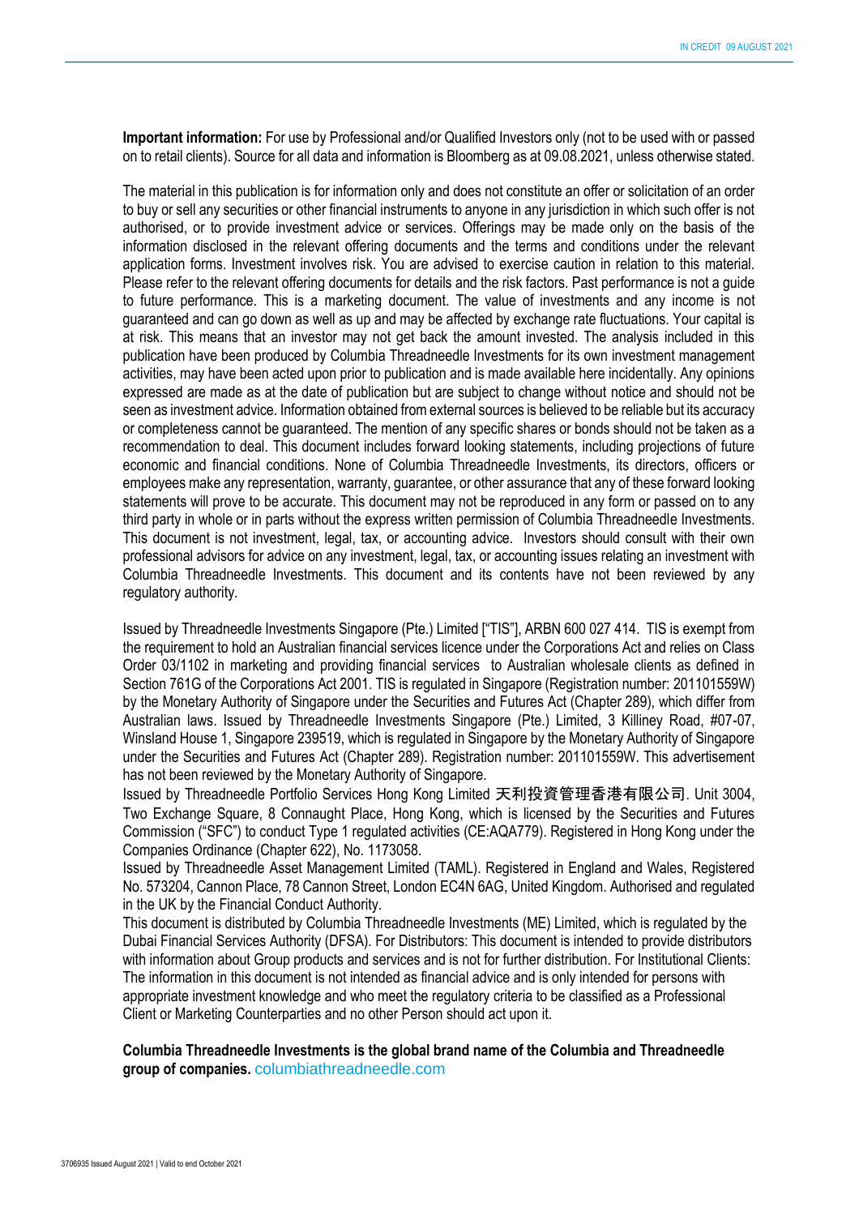**Important information:** For use by Professional and/or Qualified Investors only (not to be used with or passed on to retail clients). Source for all data and information is Bloomberg as at 09.08.2021, unless otherwise stated.

The material in this publication is for information only and does not constitute an offer or solicitation of an order to buy or sell any securities or other financial instruments to anyone in any jurisdiction in which such offer is not authorised, or to provide investment advice or services. Offerings may be made only on the basis of the information disclosed in the relevant offering documents and the terms and conditions under the relevant application forms. Investment involves risk. You are advised to exercise caution in relation to this material. Please refer to the relevant offering documents for details and the risk factors. Past performance is not a guide to future performance. This is a marketing document. The value of investments and any income is not guaranteed and can go down as well as up and may be affected by exchange rate fluctuations. Your capital is at risk. This means that an investor may not get back the amount invested. The analysis included in this publication have been produced by Columbia Threadneedle Investments for its own investment management activities, may have been acted upon prior to publication and is made available here incidentally. Any opinions expressed are made as at the date of publication but are subject to change without notice and should not be seen as investment advice. Information obtained from external sources is believed to be reliable but its accuracy or completeness cannot be guaranteed. The mention of any specific shares or bonds should not be taken as a recommendation to deal. This document includes forward looking statements, including projections of future economic and financial conditions. None of Columbia Threadneedle Investments, its directors, officers or employees make any representation, warranty, guarantee, or other assurance that any of these forward looking statements will prove to be accurate. This document may not be reproduced in any form or passed on to any third party in whole or in parts without the express written permission of Columbia Threadneedle Investments. This document is not investment, legal, tax, or accounting advice. Investors should consult with their own professional advisors for advice on any investment, legal, tax, or accounting issues relating an investment with Columbia Threadneedle Investments. This document and its contents have not been reviewed by any regulatory authority.

Issued by Threadneedle Investments Singapore (Pte.) Limited ["TIS"], ARBN 600 027 414. TIS is exempt from the requirement to hold an Australian financial services licence under the Corporations Act and relies on Class Order 03/1102 in marketing and providing financial services to Australian wholesale clients as defined in Section 761G of the Corporations Act 2001. TIS is regulated in Singapore (Registration number: 201101559W) by the Monetary Authority of Singapore under the Securities and Futures Act (Chapter 289), which differ from Australian laws. Issued by Threadneedle Investments Singapore (Pte.) Limited, 3 Killiney Road, #07-07, Winsland House 1, Singapore 239519, which is regulated in Singapore by the Monetary Authority of Singapore under the Securities and Futures Act (Chapter 289). Registration number: 201101559W. This advertisement has not been reviewed by the Monetary Authority of Singapore.

Issued by Threadneedle Portfolio Services Hong Kong Limited 天利投資管理香港有限公司. Unit 3004, Two Exchange Square, 8 Connaught Place, Hong Kong, which is licensed by the Securities and Futures Commission ("SFC") to conduct Type 1 regulated activities (CE:AQA779). Registered in Hong Kong under the Companies Ordinance (Chapter 622), No. 1173058.

Issued by Threadneedle Asset Management Limited (TAML). Registered in England and Wales, Registered No. 573204, Cannon Place, 78 Cannon Street, London EC4N 6AG, United Kingdom. Authorised and regulated in the UK by the Financial Conduct Authority.

This document is distributed by Columbia Threadneedle Investments (ME) Limited, which is regulated by the Dubai Financial Services Authority (DFSA). For Distributors: This document is intended to provide distributors with information about Group products and services and is not for further distribution. For Institutional Clients: The information in this document is not intended as financial advice and is only intended for persons with appropriate investment knowledge and who meet the regulatory criteria to be classified as a Professional Client or Marketing Counterparties and no other Person should act upon it.

**Columbia Threadneedle Investments is the global brand name of the Columbia and Threadneedle group of companies.** columbiathreadneedle.com

3706935 Issued August 2021 | Valid to end October 2021